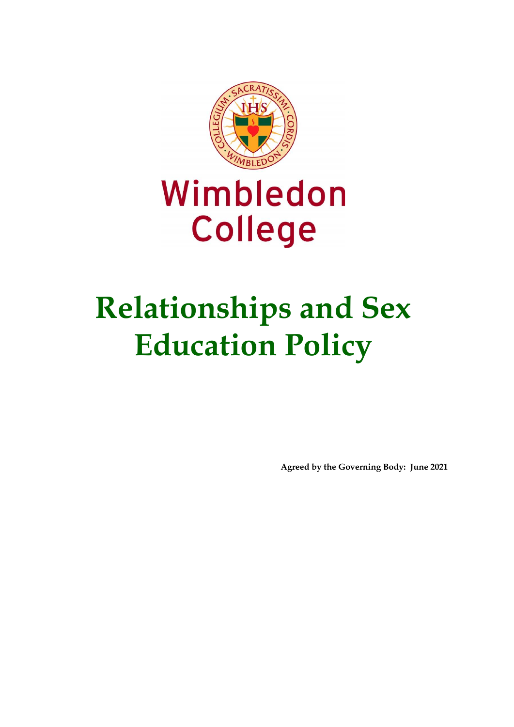Wimbledon College

# Relationships and Sex Education Policy

**Agreed by the Governing Body: June 2021**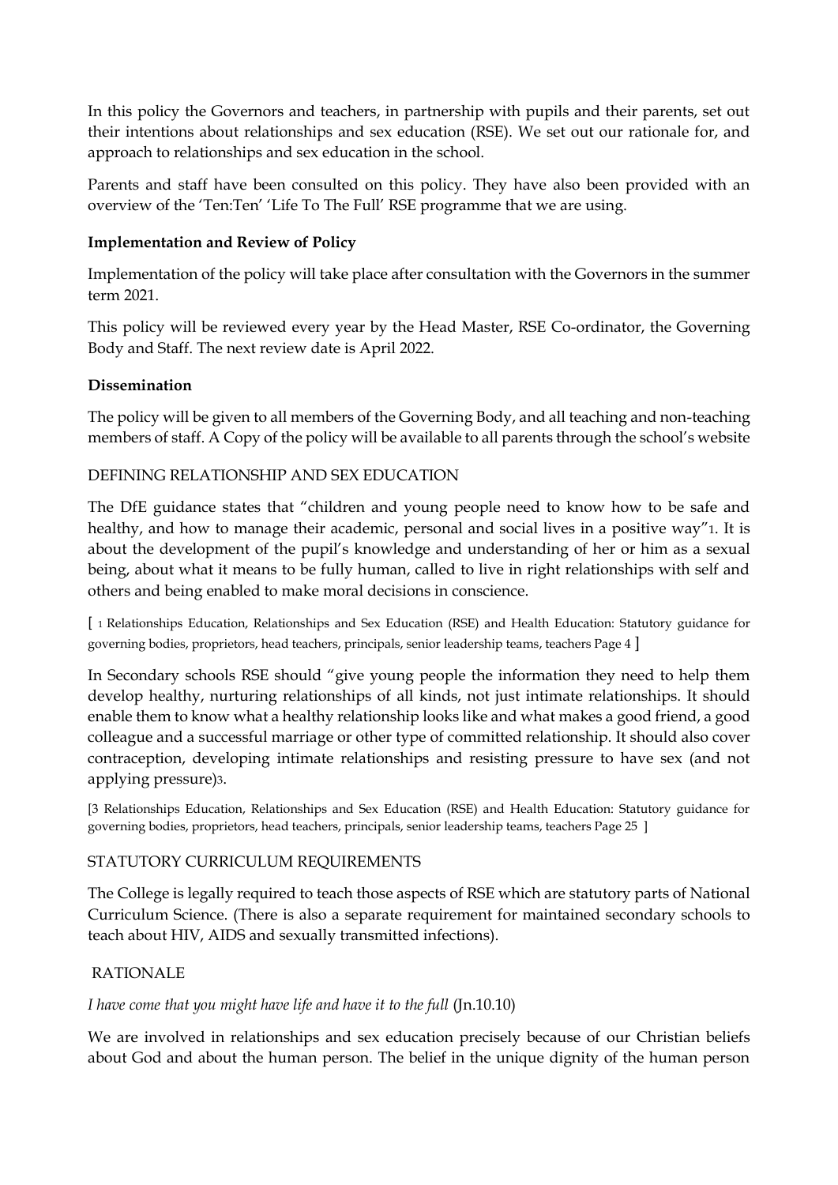In this policy the Governors and teachers, in partnership with pupils and their parents, set out their intentions about relationships and sex education (RSE). We set out our rationale for, and approach to relationships and sex education in the school.

Parents and staff have been consulted on this policy. They have also been provided with an overview of the 'Ten:Ten' 'Life To The Full' RSE programme that we are using.

**Implementation and Review of Policy**

Implementation of the policy will take place after consultation with the Governors in the summer term 2021.

This policy will be reviewed every year by the Head Master, RSE Co-ordinator, the Governing Body and Staff. The next review date is April 2022.

**Dissemination**

The policy will be given to all members of the Governing Body, and all teaching and non-teaching members of staff. A Copy of the policy will be available to all parents through the school's website

DEFINING RELATIONSHIP AND SEX EDUCATION

The DfE guidance states that "children and young people need to know how to be safe and healthy, and how to manage their academic, personal and social lives in a positive way"[1]. It is about the development of the pupil's knowledge and understanding of her or him as a sexual being, about what it means to be fully human, called to live in right relationships with self and others and being enabled to make moral decisions in conscience.

[ 1 Relationships Education, Relationships and Sex Education (RSE) and Health Education: Statutory guidance for governing bodies, proprietors, head teachers, principals, senior leadership teams, teachers Page 4 ]

In Secondary schools RSE should "give young people the information they need to help them develop healthy, nurturing relationships of all kinds, not just intimate relationships. It should enable them to know what a healthy relationship looks like and what makes a good friend, a good colleague and a successful marriage or other type of committed relationship. It should also cover contraception, developing intimate relationships and resisting pressure to have sex (and not applying pressure)[3].

[3 Relationships Education, Relationships and Sex Education (RSE) and Health Education: Statutory guidance for governing bodies, proprietors, head teachers, principals, senior leadership teams, teachers Page 25 ]

STATUTORY CURRICULUM REQUIREMENTS

The College is legally required to teach those aspects of RSE which are statutory parts of National Curriculum Science. (There is also a separate requirement for maintained secondary schools to teach about HIV, AIDS and sexually transmitted infections).

RATIONALE

*I have come that you might have life and have it to the full* (Jn.10.10)

We are involved in relationships and sex education precisely because of our Christian beliefs about God and about the human person. The belief in the unique dignity of the human person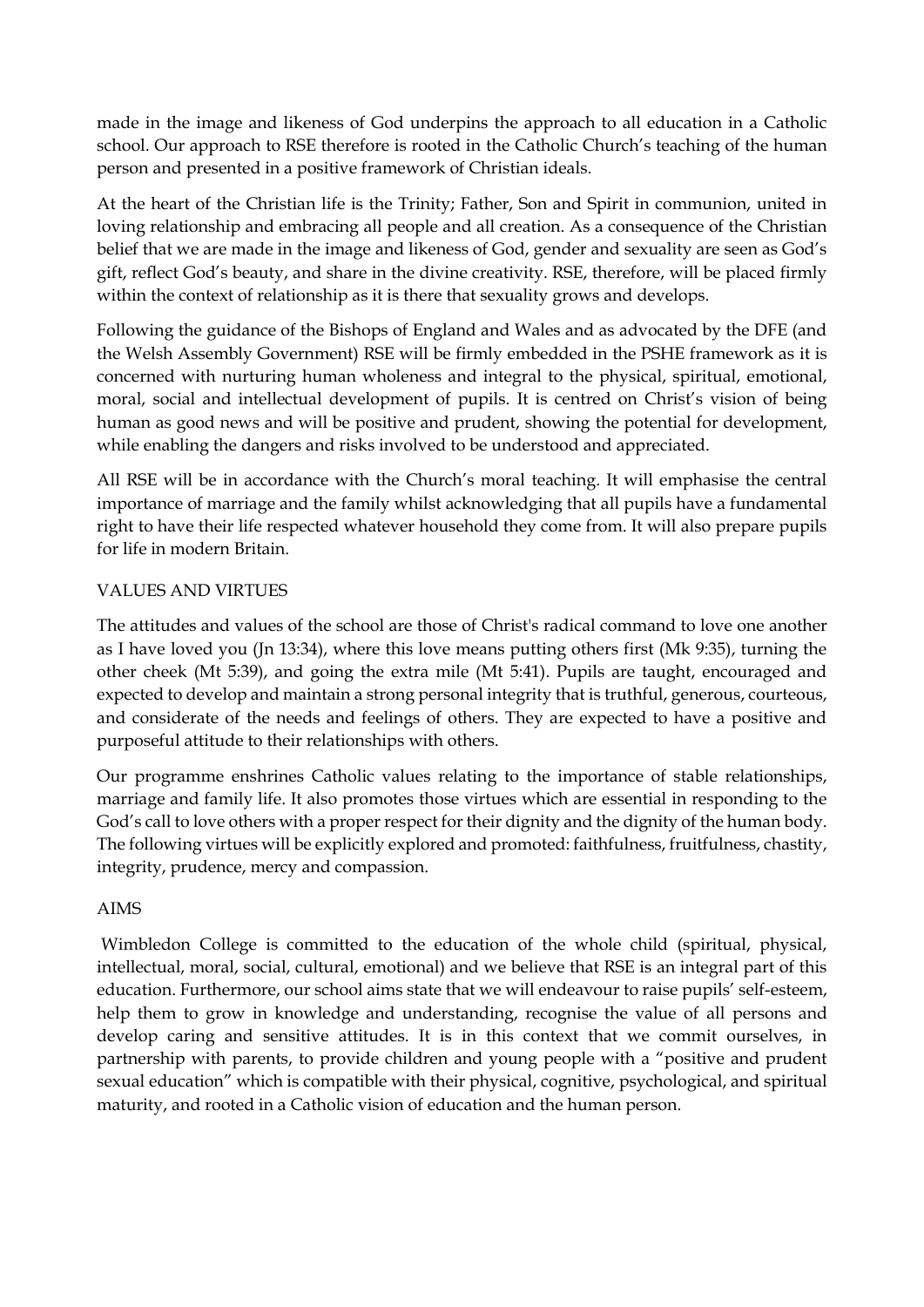made in the image and likeness of God underpins the approach to all education in a Catholic school. Our approach to RSE therefore is rooted in the Catholic Church's teaching of the human person and presented in a positive framework of Christian ideals.

At the heart of the Christian life is the Trinity; Father, Son and Spirit in communion, united in loving relationship and embracing all people and all creation. As a consequence of the Christian belief that we are made in the image and likeness of God, gender and sexuality are seen as God's gift, reflect God's beauty, and share in the divine creativity. RSE, therefore, will be placed firmly within the context of relationship as it is there that sexuality grows and develops.

Following the guidance of the Bishops of England and Wales and as advocated by the DFE (and the Welsh Assembly Government) RSE will be firmly embedded in the PSHE framework as it is concerned with nurturing human wholeness and integral to the physical, spiritual, emotional, moral, social and intellectual development of pupils. It is centred on Christ's vision of being human as good news and will be positive and prudent, showing the potential for development, while enabling the dangers and risks involved to be understood and appreciated.

All RSE will be in accordance with the Church's moral teaching. It will emphasise the central importance of marriage and the family whilst acknowledging that all pupils have a fundamental right to have their life respected whatever household they come from. It will also prepare pupils for life in modern Britain.

## VALUES AND VIRTUES

The attitudes and values of the school are those of Christ's radical command to love one another as I have loved you (Jn 13:34), where this love means putting others first (Mk 9:35), turning the other cheek (Mt 5:39), and going the extra mile (Mt 5:41). Pupils are taught, encouraged and expected to develop and maintain a strong personal integrity that is truthful, generous, courteous, and considerate of the needs and feelings of others. They are expected to have a positive and purposeful attitude to their relationships with others.

Our programme enshrines Catholic values relating to the importance of stable relationships, marriage and family life. It also promotes those virtues which are essential in responding to the God's call to love others with a proper respect for their dignity and the dignity of the human body. The following virtues will be explicitly explored and promoted: faithfulness, fruitfulness, chastity, integrity, prudence, mercy and compassion.

## AIMS

Wimbledon College is committed to the education of the whole child (spiritual, physical, intellectual, moral, social, cultural, emotional) and we believe that RSE is an integral part of this education. Furthermore, our school aims state that we will endeavour to raise pupils' self-esteem, help them to grow in knowledge and understanding, recognise the value of all persons and develop caring and sensitive attitudes. It is in this context that we commit ourselves, in partnership with parents, to provide children and young people with a "positive and prudent sexual education" which is compatible with their physical, cognitive, psychological, and spiritual maturity, and rooted in a Catholic vision of education and the human person.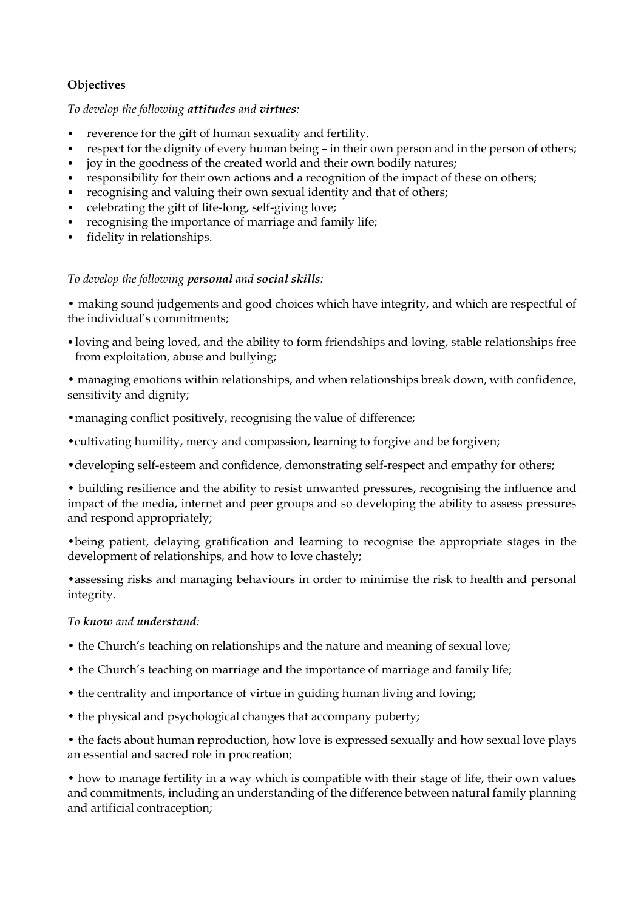**Objectives**

*To develop the following **attitudes** and **virtues**:*

- reverence for the gift of human sexuality and fertility.
- respect for the dignity of every human being – in their own person and in the person of others;
- joy in the goodness of the created world and their own bodily natures;
- responsibility for their own actions and a recognition of the impact of these on others;
- recognising and valuing their own sexual identity and that of others;
- celebrating the gift of life-long, self-giving love;
- recognising the importance of marriage and family life;
- fidelity in relationships.

*To develop the following **personal** and **social skills**:*

- making sound judgements and good choices which have integrity, and which are respectful of the individual's commitments;
- loving and being loved, and the ability to form friendships and loving, stable relationships free from exploitation, abuse and bullying;
- managing emotions within relationships, and when relationships break down, with confidence, sensitivity and dignity;
- managing conflict positively, recognising the value of difference;
- cultivating humility, mercy and compassion, learning to forgive and be forgiven;
- developing self-esteem and confidence, demonstrating self-respect and empathy for others;
- building resilience and the ability to resist unwanted pressures, recognising the influence and impact of the media, internet and peer groups and so developing the ability to assess pressures and respond appropriately;
- being patient, delaying gratification and learning to recognise the appropriate stages in the development of relationships, and how to love chastely;
- assessing risks and managing behaviours in order to minimise the risk to health and personal integrity.

*To **know** and **understand**:*

- the Church's teaching on relationships and the nature and meaning of sexual love;
- the Church's teaching on marriage and the importance of marriage and family life;
- the centrality and importance of virtue in guiding human living and loving;
- the physical and psychological changes that accompany puberty;
- the facts about human reproduction, how love is expressed sexually and how sexual love plays an essential and sacred role in procreation;
- how to manage fertility in a way which is compatible with their stage of life, their own values and commitments, including an understanding of the difference between natural family planning and artificial contraception;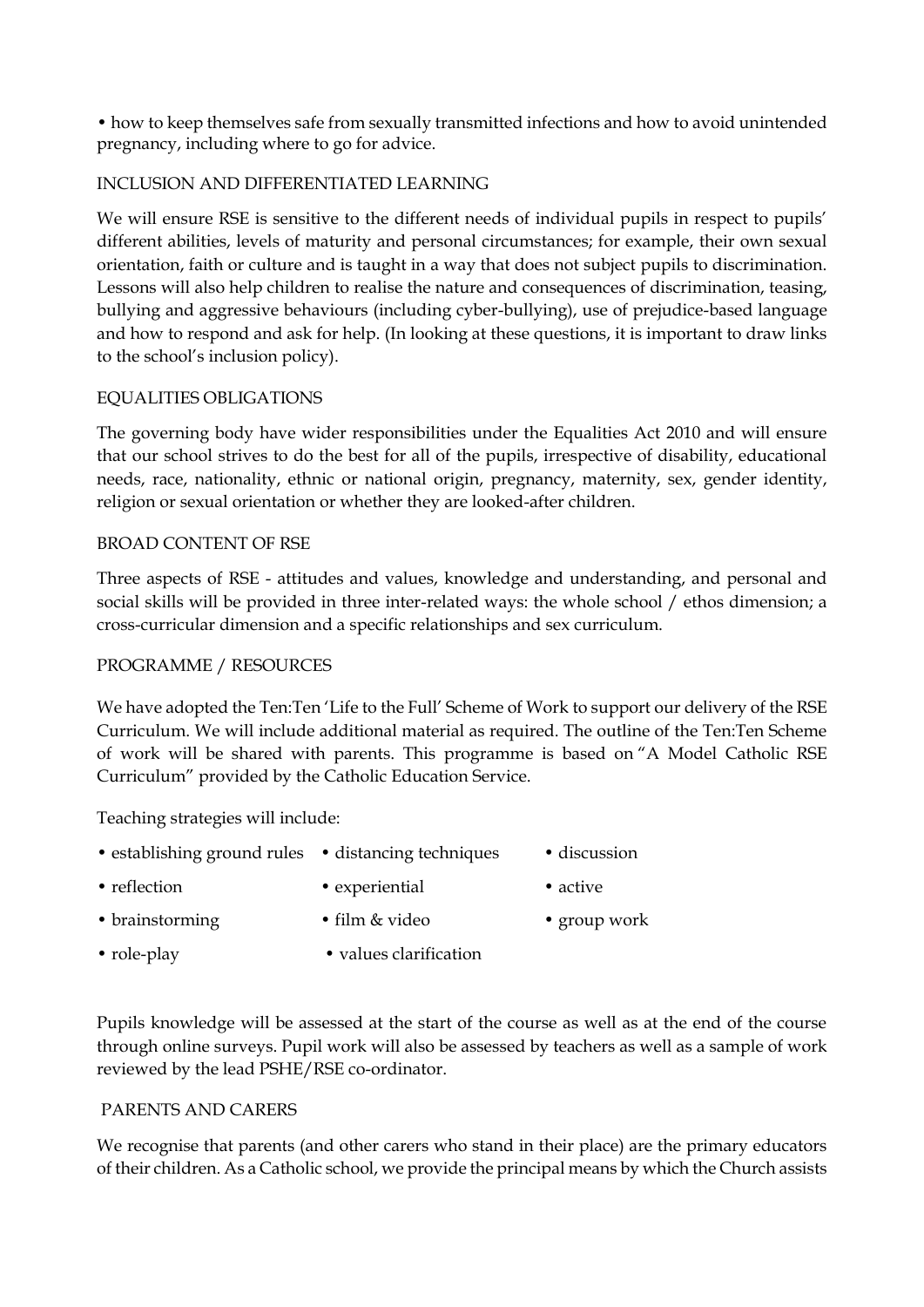• how to keep themselves safe from sexually transmitted infections and how to avoid unintended pregnancy, including where to go for advice.

## INCLUSION AND DIFFERENTIATED LEARNING

We will ensure RSE is sensitive to the different needs of individual pupils in respect to pupils' different abilities, levels of maturity and personal circumstances; for example, their own sexual orientation, faith or culture and is taught in a way that does not subject pupils to discrimination. Lessons will also help children to realise the nature and consequences of discrimination, teasing, bullying and aggressive behaviours (including cyber-bullying), use of prejudice-based language and how to respond and ask for help. (In looking at these questions, it is important to draw links to the school's inclusion policy).

## EQUALITIES OBLIGATIONS

The governing body have wider responsibilities under the Equalities Act 2010 and will ensure that our school strives to do the best for all of the pupils, irrespective of disability, educational needs, race, nationality, ethnic or national origin, pregnancy, maternity, sex, gender identity, religion or sexual orientation or whether they are looked-after children.

## BROAD CONTENT OF RSE

Three aspects of RSE - attitudes and values, knowledge and understanding, and personal and social skills will be provided in three inter-related ways: the whole school / ethos dimension; a cross-curricular dimension and a specific relationships and sex curriculum.

## PROGRAMME / RESOURCES

We have adopted the Ten:Ten 'Life to the Full' Scheme of Work to support our delivery of the RSE Curriculum. We will include additional material as required. The outline of the Ten:Ten Scheme of work will be shared with parents. This programme is based on "A Model Catholic RSE Curriculum" provided by the Catholic Education Service.

Teaching strategies will include:

- establishing ground rules
- distancing techniques
- discussion
- reflection
- experiential
- active
- brainstorming
- film & video
- group work
- role-play
- values clarification

Pupils knowledge will be assessed at the start of the course as well as at the end of the course through online surveys. Pupil work will also be assessed by teachers as well as a sample of work reviewed by the lead PSHE/RSE co-ordinator.

## PARENTS AND CARERS

We recognise that parents (and other carers who stand in their place) are the primary educators of their children. As a Catholic school, we provide the principal means by which the Church assists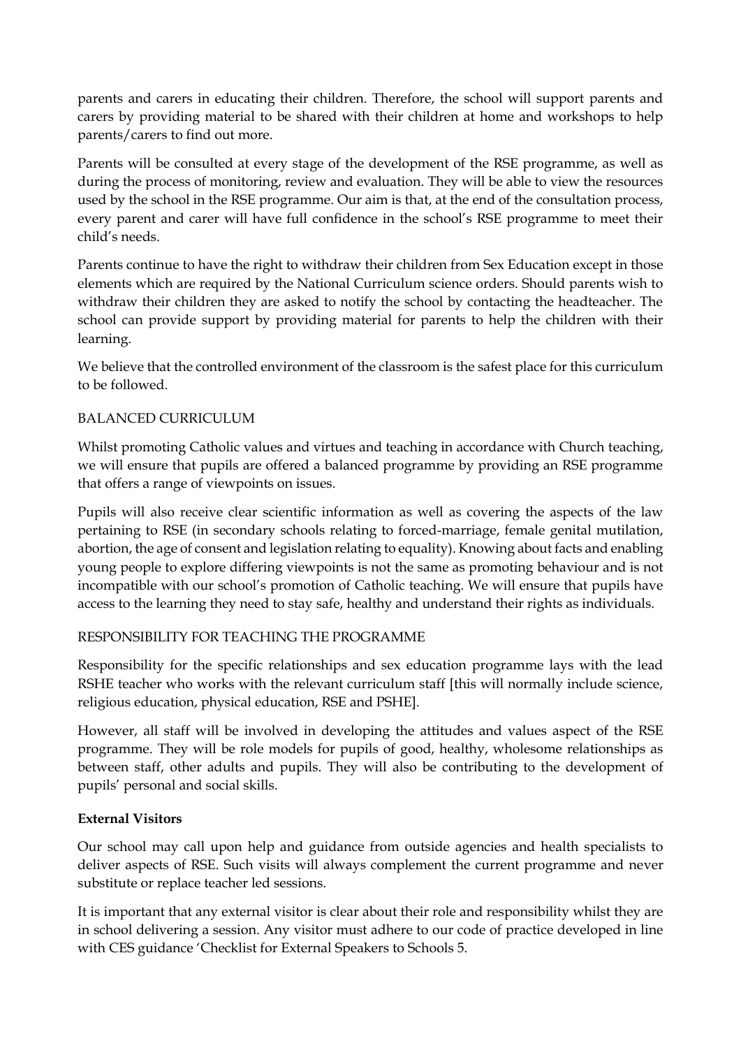parents and carers in educating their children. Therefore, the school will support parents and carers by providing material to be shared with their children at home and workshops to help parents/carers to find out more.

Parents will be consulted at every stage of the development of the RSE programme, as well as during the process of monitoring, review and evaluation. They will be able to view the resources used by the school in the RSE programme. Our aim is that, at the end of the consultation process, every parent and carer will have full confidence in the school's RSE programme to meet their child's needs.

Parents continue to have the right to withdraw their children from Sex Education except in those elements which are required by the National Curriculum science orders. Should parents wish to withdraw their children they are asked to notify the school by contacting the headteacher. The school can provide support by providing material for parents to help the children with their learning.

We believe that the controlled environment of the classroom is the safest place for this curriculum to be followed.

## BALANCED CURRICULUM

Whilst promoting Catholic values and virtues and teaching in accordance with Church teaching, we will ensure that pupils are offered a balanced programme by providing an RSE programme that offers a range of viewpoints on issues.

Pupils will also receive clear scientific information as well as covering the aspects of the law pertaining to RSE (in secondary schools relating to forced-marriage, female genital mutilation, abortion, the age of consent and legislation relating to equality). Knowing about facts and enabling young people to explore differing viewpoints is not the same as promoting behaviour and is not incompatible with our school's promotion of Catholic teaching. We will ensure that pupils have access to the learning they need to stay safe, healthy and understand their rights as individuals.

## RESPONSIBILITY FOR TEACHING THE PROGRAMME

Responsibility for the specific relationships and sex education programme lays with the lead RSHE teacher who works with the relevant curriculum staff [this will normally include science, religious education, physical education, RSE and PSHE].

However, all staff will be involved in developing the attitudes and values aspect of the RSE programme. They will be role models for pupils of good, healthy, wholesome relationships as between staff, other adults and pupils. They will also be contributing to the development of pupils' personal and social skills.

### External Visitors

Our school may call upon help and guidance from outside agencies and health specialists to deliver aspects of RSE. Such visits will always complement the current programme and never substitute or replace teacher led sessions.

It is important that any external visitor is clear about their role and responsibility whilst they are in school delivering a session. Any visitor must adhere to our code of practice developed in line with CES guidance 'Checklist for External Speakers to Schools 5.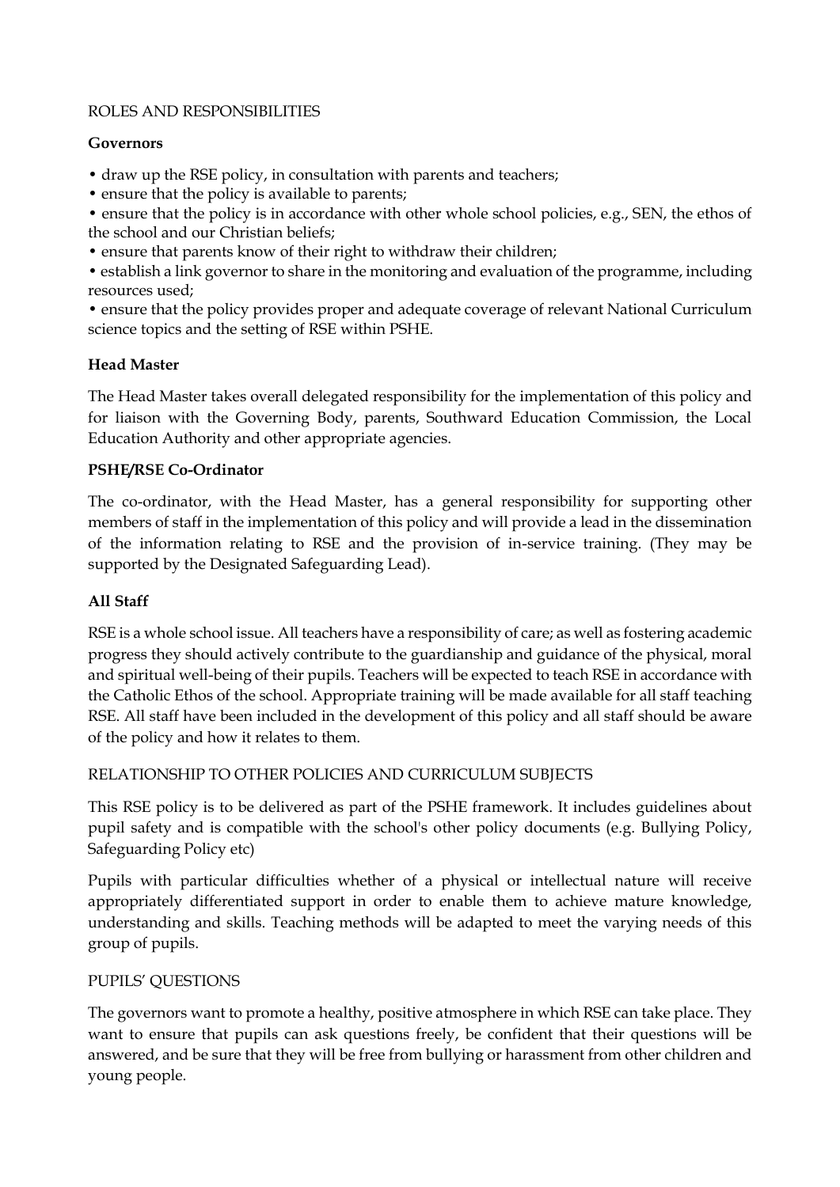## ROLES AND RESPONSIBILITIES

### Governors

- draw up the RSE policy, in consultation with parents and teachers;
- ensure that the policy is available to parents;
- ensure that the policy is in accordance with other whole school policies, e.g., SEN, the ethos of the school and our Christian beliefs;
- ensure that parents know of their right to withdraw their children;
- establish a link governor to share in the monitoring and evaluation of the programme, including resources used;
- ensure that the policy provides proper and adequate coverage of relevant National Curriculum science topics and the setting of RSE within PSHE.

### Head Master

The Head Master takes overall delegated responsibility for the implementation of this policy and for liaison with the Governing Body, parents, Southward Education Commission, the Local Education Authority and other appropriate agencies.

### PSHE/RSE Co-Ordinator

The co-ordinator, with the Head Master, has a general responsibility for supporting other members of staff in the implementation of this policy and will provide a lead in the dissemination of the information relating to RSE and the provision of in-service training. (They may be supported by the Designated Safeguarding Lead).

### All Staff

RSE is a whole school issue. All teachers have a responsibility of care; as well as fostering academic progress they should actively contribute to the guardianship and guidance of the physical, moral and spiritual well-being of their pupils. Teachers will be expected to teach RSE in accordance with the Catholic Ethos of the school. Appropriate training will be made available for all staff teaching RSE. All staff have been included in the development of this policy and all staff should be aware of the policy and how it relates to them.

## RELATIONSHIP TO OTHER POLICIES AND CURRICULUM SUBJECTS

This RSE policy is to be delivered as part of the PSHE framework. It includes guidelines about pupil safety and is compatible with the school's other policy documents (e.g. Bullying Policy, Safeguarding Policy etc)

Pupils with particular difficulties whether of a physical or intellectual nature will receive appropriately differentiated support in order to enable them to achieve mature knowledge, understanding and skills. Teaching methods will be adapted to meet the varying needs of this group of pupils.

## PUPILS' QUESTIONS

The governors want to promote a healthy, positive atmosphere in which RSE can take place. They want to ensure that pupils can ask questions freely, be confident that their questions will be answered, and be sure that they will be free from bullying or harassment from other children and young people.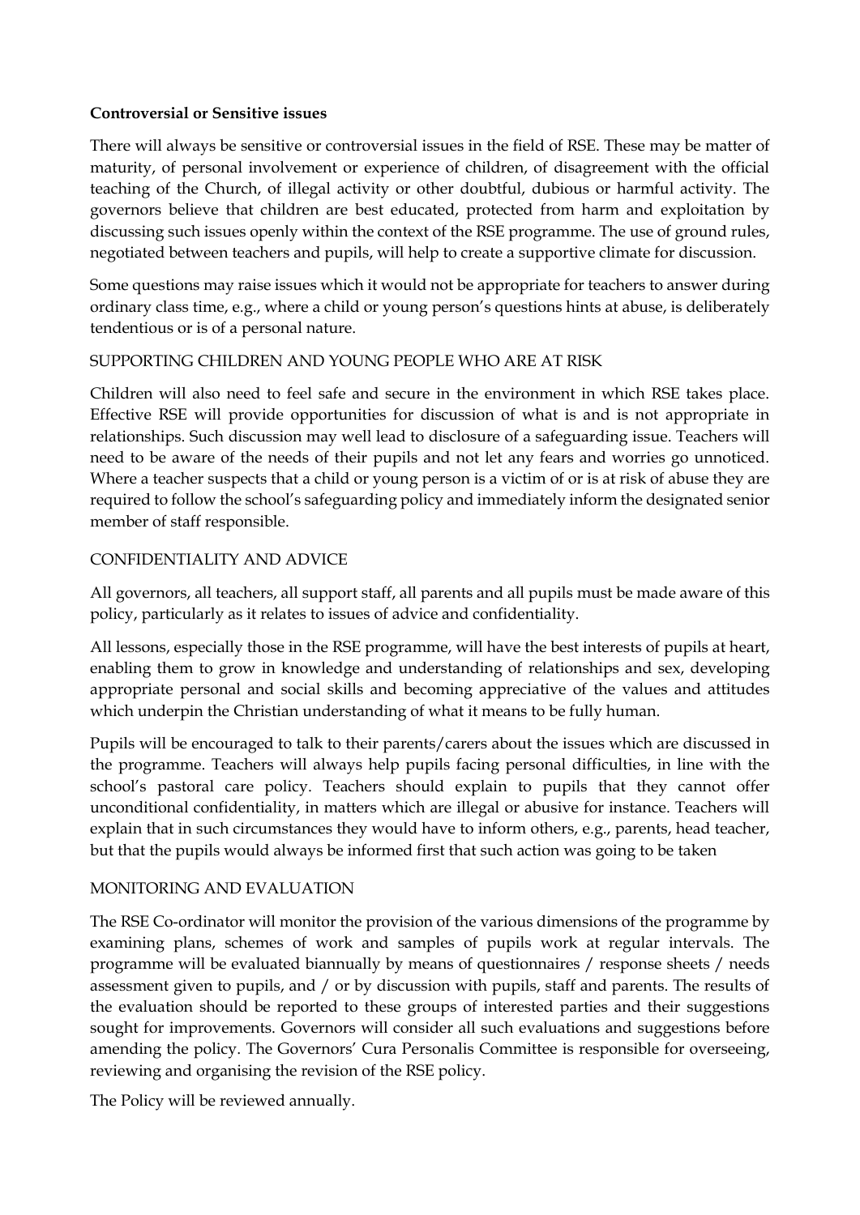**Controversial or Sensitive issues**

There will always be sensitive or controversial issues in the field of RSE. These may be matter of maturity, of personal involvement or experience of children, of disagreement with the official teaching of the Church, of illegal activity or other doubtful, dubious or harmful activity. The governors believe that children are best educated, protected from harm and exploitation by discussing such issues openly within the context of the RSE programme. The use of ground rules, negotiated between teachers and pupils, will help to create a supportive climate for discussion.

Some questions may raise issues which it would not be appropriate for teachers to answer during ordinary class time, e.g., where a child or young person's questions hints at abuse, is deliberately tendentious or is of a personal nature.

SUPPORTING CHILDREN AND YOUNG PEOPLE WHO ARE AT RISK

Children will also need to feel safe and secure in the environment in which RSE takes place. Effective RSE will provide opportunities for discussion of what is and is not appropriate in relationships. Such discussion may well lead to disclosure of a safeguarding issue. Teachers will need to be aware of the needs of their pupils and not let any fears and worries go unnoticed. Where a teacher suspects that a child or young person is a victim of or is at risk of abuse they are required to follow the school's safeguarding policy and immediately inform the designated senior member of staff responsible.

CONFIDENTIALITY AND ADVICE

All governors, all teachers, all support staff, all parents and all pupils must be made aware of this policy, particularly as it relates to issues of advice and confidentiality.

All lessons, especially those in the RSE programme, will have the best interests of pupils at heart, enabling them to grow in knowledge and understanding of relationships and sex, developing appropriate personal and social skills and becoming appreciative of the values and attitudes which underpin the Christian understanding of what it means to be fully human.

Pupils will be encouraged to talk to their parents/carers about the issues which are discussed in the programme. Teachers will always help pupils facing personal difficulties, in line with the school's pastoral care policy. Teachers should explain to pupils that they cannot offer unconditional confidentiality, in matters which are illegal or abusive for instance. Teachers will explain that in such circumstances they would have to inform others, e.g., parents, head teacher, but that the pupils would always be informed first that such action was going to be taken

MONITORING AND EVALUATION

The RSE Co-ordinator will monitor the provision of the various dimensions of the programme by examining plans, schemes of work and samples of pupils work at regular intervals. The programme will be evaluated biannually by means of questionnaires / response sheets / needs assessment given to pupils, and / or by discussion with pupils, staff and parents. The results of the evaluation should be reported to these groups of interested parties and their suggestions sought for improvements. Governors will consider all such evaluations and suggestions before amending the policy. The Governors' Cura Personalis Committee is responsible for overseeing, reviewing and organising the revision of the RSE policy.

The Policy will be reviewed annually.